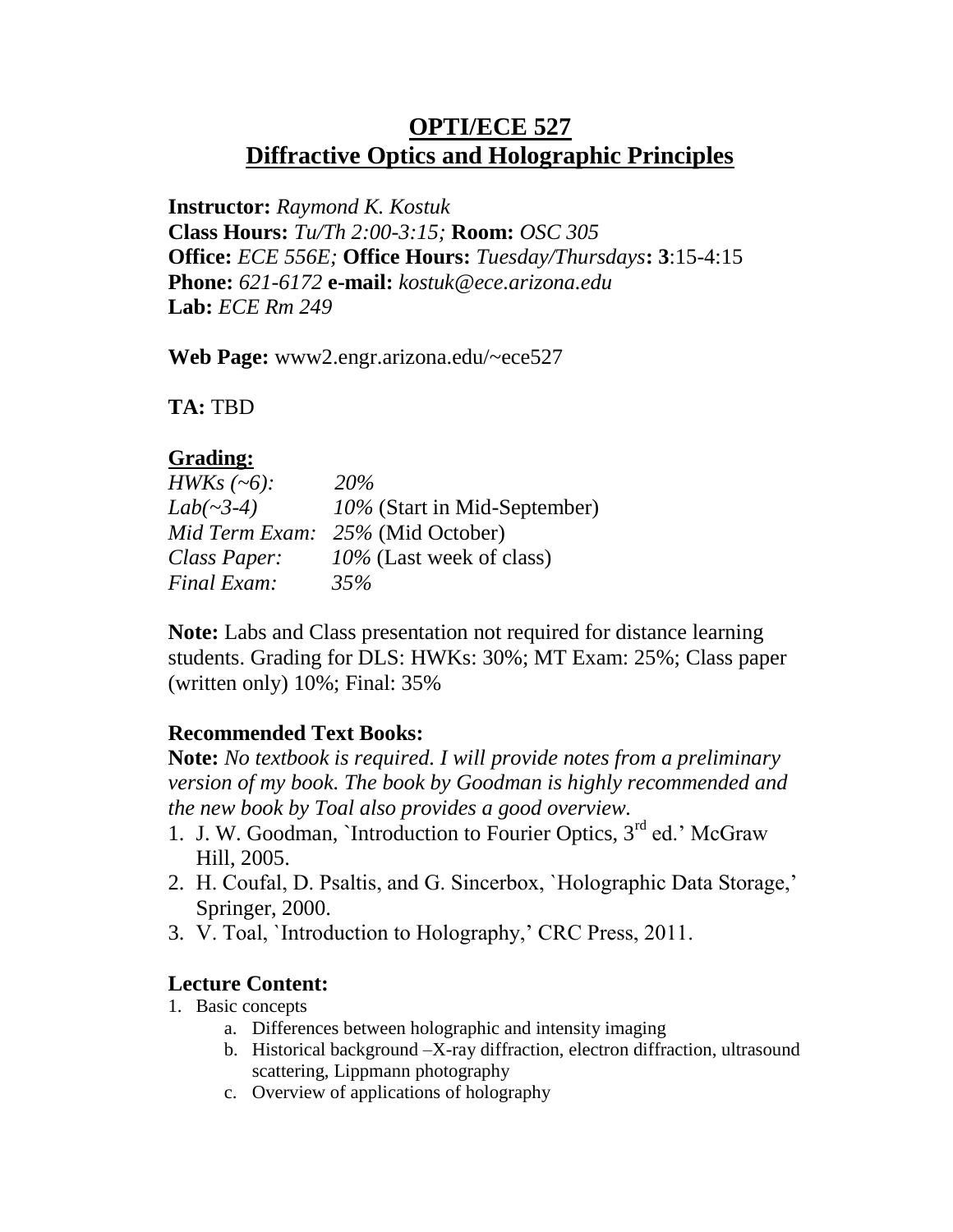# OPTI/ECE 527
# Diffractive Optics and Holographic Principles

**Instructor:** *Raymond K. Kostuk*
**Class Hours:** *Tu/Th 2:00-3:15;* **Room:** *OSC 305*
**Office:** *ECE 556E;* **Office Hours:** *Tuesday/Thursdays***: 3**:15-4:15
**Phone:** *621-6172* **e-mail:** *kostuk@ece.arizona.edu*
**Lab:** *ECE Rm 249*

**Web Page:** www2.engr.arizona.edu/~ece527

**TA:** TBD

## Grading:

*HWKs (~6):* *20%*
*Lab(~3-4)* *10%* (Start in Mid-September)
*Mid Term Exam:* *25%* (Mid October)
*Class Paper:* *10%* (Last week of class)
*Final Exam:* *35%*

**Note:** Labs and Class presentation not required for distance learning students. Grading for DLS: HWKs: 30%; MT Exam: 25%; Class paper (written only) 10%; Final: 35%

### Recommended Text Books:

**Note:** *No textbook is required. I will provide notes from a preliminary version of my book. The book by Goodman is highly recommended and the new book by Toal also provides a good overview.*

1. J. W. Goodman, `Introduction to Fourier Optics, 3rd ed.' McGraw Hill, 2005.
2. H. Coufal, D. Psaltis, and G. Sincerbox, `Holographic Data Storage,' Springer, 2000.
3. V. Toal, `Introduction to Holography,' CRC Press, 2011.

### Lecture Content:

1. Basic concepts
   a. Differences between holographic and intensity imaging
   b. Historical background –X-ray diffraction, electron diffraction, ultrasound scattering, Lippmann photography
   c. Overview of applications of holography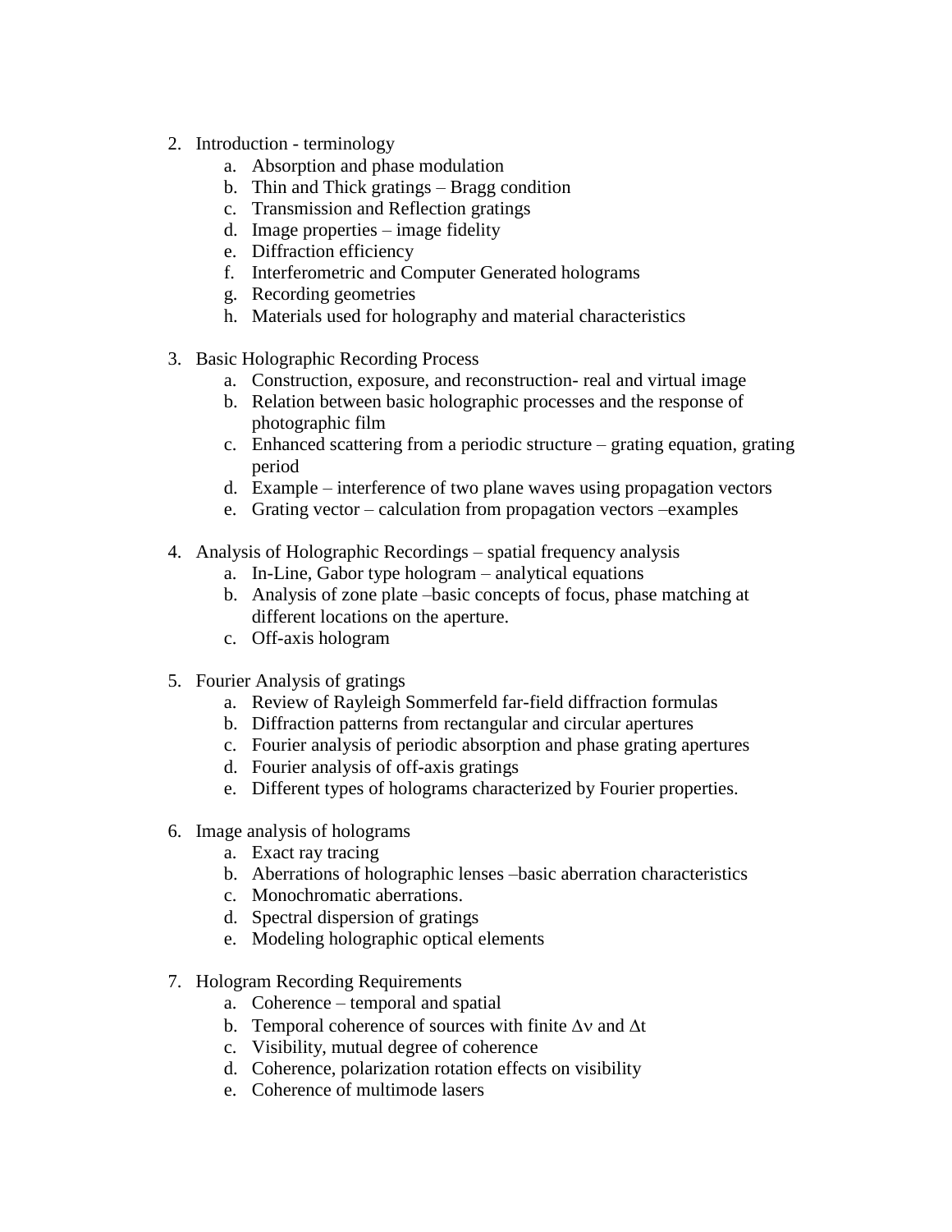2. Introduction - terminology
    a. Absorption and phase modulation
    b. Thin and Thick gratings – Bragg condition
    c. Transmission and Reflection gratings
    d. Image properties – image fidelity
    e. Diffraction efficiency
    f. Interferometric and Computer Generated holograms
    g. Recording geometries
    h. Materials used for holography and material characteristics

3. Basic Holographic Recording Process
    a. Construction, exposure, and reconstruction- real and virtual image
    b. Relation between basic holographic processes and the response of photographic film
    c. Enhanced scattering from a periodic structure – grating equation, grating period
    d. Example – interference of two plane waves using propagation vectors
    e. Grating vector – calculation from propagation vectors –examples

4. Analysis of Holographic Recordings – spatial frequency analysis
    a. In-Line, Gabor type hologram – analytical equations
    b. Analysis of zone plate –basic concepts of focus, phase matching at different locations on the aperture.
    c. Off-axis hologram

5. Fourier Analysis of gratings
    a. Review of Rayleigh Sommerfeld far-field diffraction formulas
    b. Diffraction patterns from rectangular and circular apertures
    c. Fourier analysis of periodic absorption and phase grating apertures
    d. Fourier analysis of off-axis gratings
    e. Different types of holograms characterized by Fourier properties.

6. Image analysis of holograms
    a. Exact ray tracing
    b. Aberrations of holographic lenses –basic aberration characteristics
    c. Monochromatic aberrations.
    d. Spectral dispersion of gratings
    e. Modeling holographic optical elements

7. Hologram Recording Requirements
    a. Coherence – temporal and spatial
    b. Temporal coherence of sources with finite $\Delta\nu$ and $\Delta t$
    c. Visibility, mutual degree of coherence
    d. Coherence, polarization rotation effects on visibility
    e. Coherence of multimode lasers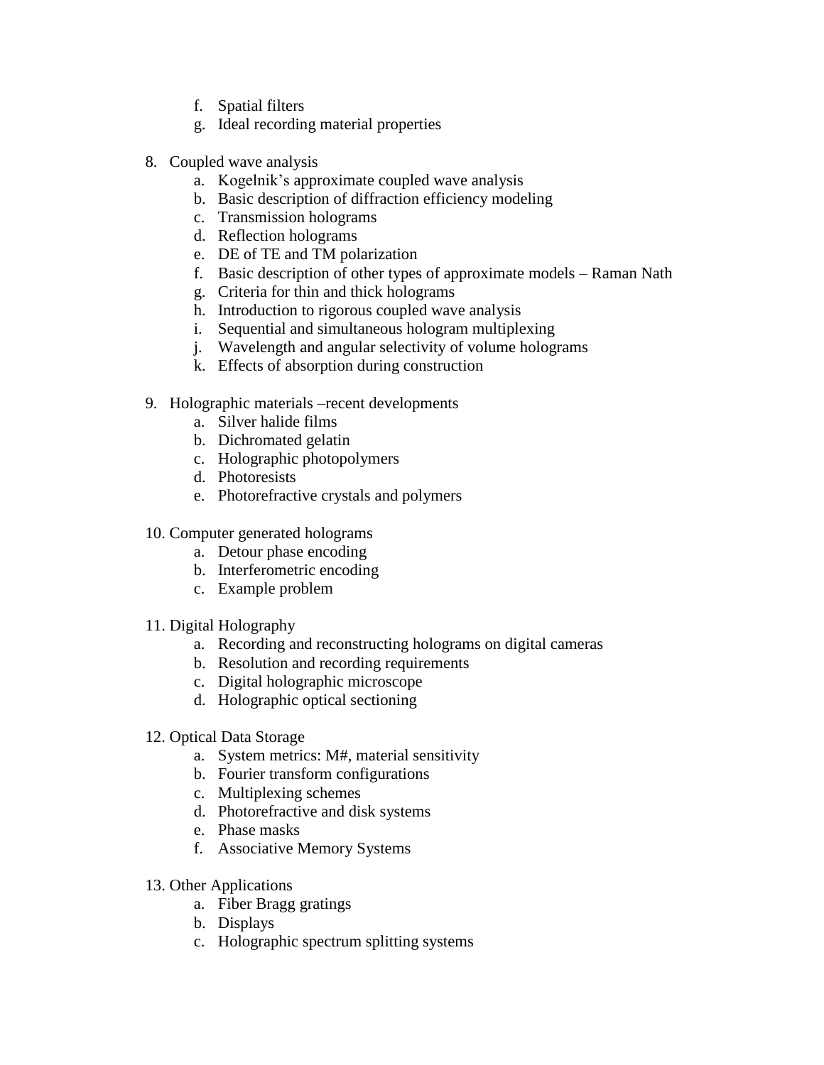f. Spatial filters
   g. Ideal recording material properties

8. Coupled wave analysis
   a. Kogelnik's approximate coupled wave analysis
   b. Basic description of diffraction efficiency modeling
   c. Transmission holograms
   d. Reflection holograms
   e. DE of TE and TM polarization
   f. Basic description of other types of approximate models – Raman Nath
   g. Criteria for thin and thick holograms
   h. Introduction to rigorous coupled wave analysis
   i. Sequential and simultaneous hologram multiplexing
   j. Wavelength and angular selectivity of volume holograms
   k. Effects of absorption during construction

9. Holographic materials –recent developments
   a. Silver halide films
   b. Dichromated gelatin
   c. Holographic photopolymers
   d. Photoresists
   e. Photorefractive crystals and polymers

10. Computer generated holograms
    a. Detour phase encoding
    b. Interferometric encoding
    c. Example problem

11. Digital Holography
    a. Recording and reconstructing holograms on digital cameras
    b. Resolution and recording requirements
    c. Digital holographic microscope
    d. Holographic optical sectioning

12. Optical Data Storage
    a. System metrics: M#, material sensitivity
    b. Fourier transform configurations
    c. Multiplexing schemes
    d. Photorefractive and disk systems
    e. Phase masks
    f. Associative Memory Systems

13. Other Applications
    a. Fiber Bragg gratings
    b. Displays
    c. Holographic spectrum splitting systems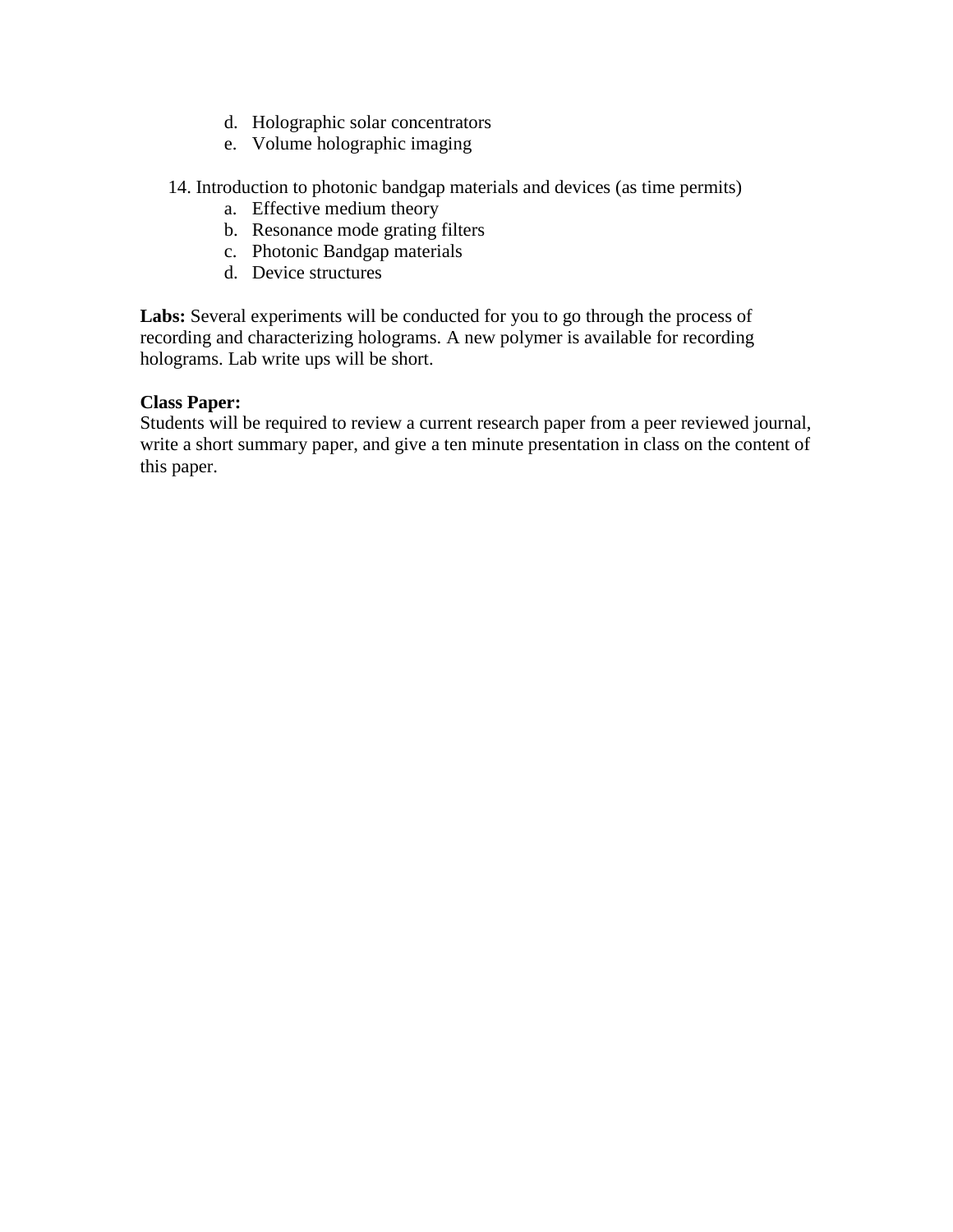d. Holographic solar concentrators
   e. Volume holographic imaging

14. Introduction to photonic bandgap materials and devices (as time permits)
   a. Effective medium theory
   b. Resonance mode grating filters
   c. Photonic Bandgap materials
   d. Device structures

**Labs:** Several experiments will be conducted for you to go through the process of recording and characterizing holograms. A new polymer is available for recording holograms. Lab write ups will be short.

**Class Paper:**
Students will be required to review a current research paper from a peer reviewed journal, write a short summary paper, and give a ten minute presentation in class on the content of this paper.